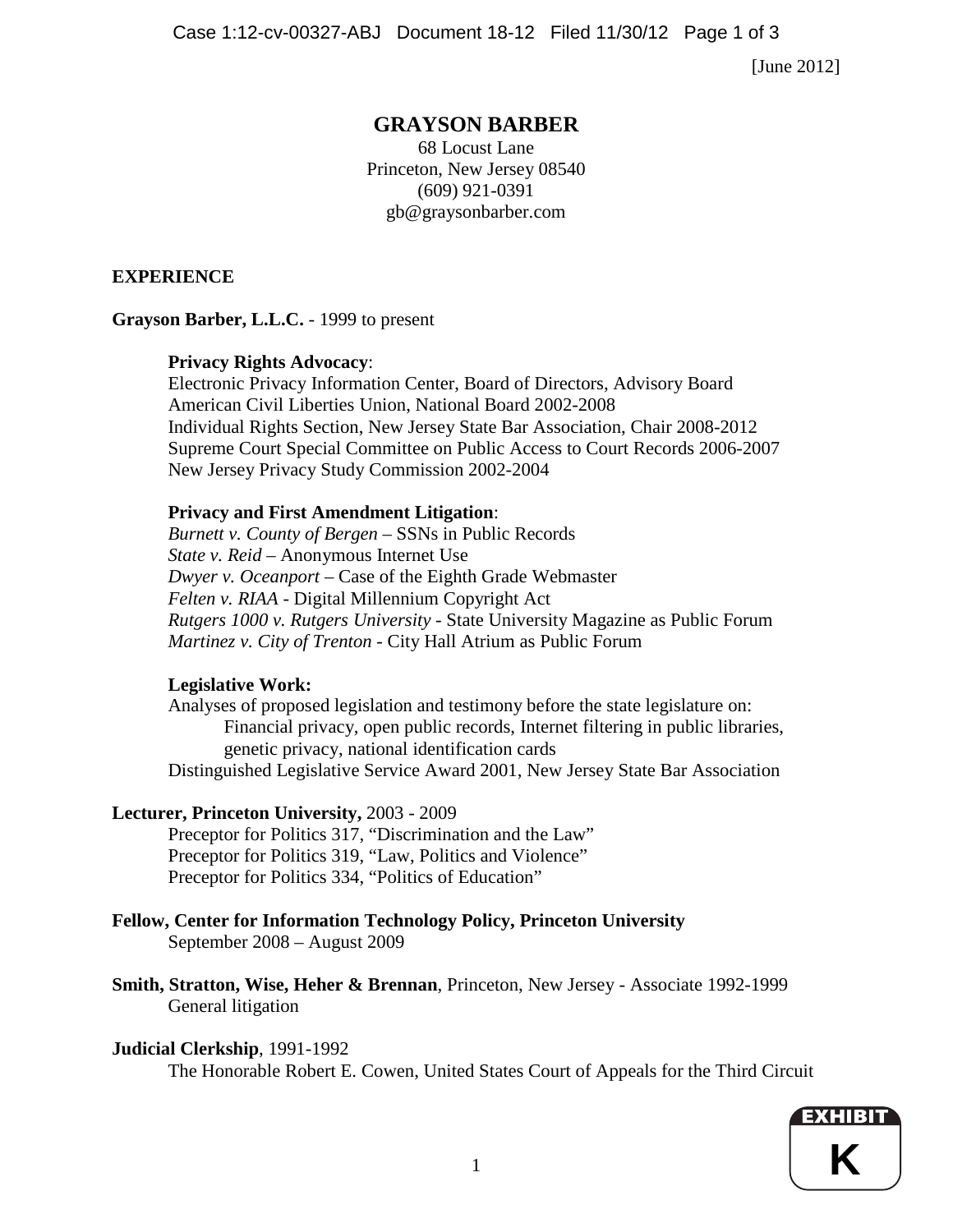[June 2012]

# GRAYSON BARBER

68 Locust Lane
Princeton, New Jersey 08540
(609) 921-0391
gb@graysonbarber.com

## EXPERIENCE

**Grayson Barber, L.L.C.** - 1999 to present

**Privacy Rights Advocacy**:
Electronic Privacy Information Center, Board of Directors, Advisory Board
American Civil Liberties Union, National Board 2002-2008
Individual Rights Section, New Jersey State Bar Association, Chair 2008-2012
Supreme Court Special Committee on Public Access to Court Records 2006-2007
New Jersey Privacy Study Commission 2002-2004

**Privacy and First Amendment Litigation**:
*Burnett v. County of Bergen* – SSNs in Public Records
*State v. Reid* – Anonymous Internet Use
*Dwyer v. Oceanport* – Case of the Eighth Grade Webmaster
*Felten v. RIAA* - Digital Millennium Copyright Act
*Rutgers 1000 v. Rutgers University* - State University Magazine as Public Forum
*Martinez v. City of Trenton* - City Hall Atrium as Public Forum

**Legislative Work:**
Analyses of proposed legislation and testimony before the state legislature on:
Financial privacy, open public records, Internet filtering in public libraries, genetic privacy, national identification cards
Distinguished Legislative Service Award 2001, New Jersey State Bar Association

**Lecturer, Princeton University,** 2003 - 2009
Preceptor for Politics 317, "Discrimination and the Law"
Preceptor for Politics 319, "Law, Politics and Violence"
Preceptor for Politics 334, "Politics of Education"

**Fellow, Center for Information Technology Policy, Princeton University**
September 2008 – August 2009

**Smith, Stratton, Wise, Heher & Brennan**, Princeton, New Jersey - Associate 1992-1999
General litigation

**Judicial Clerkship**, 1991-1992
The Honorable Robert E. Cowen, United States Court of Appeals for the Third Circuit

EXHIBIT
K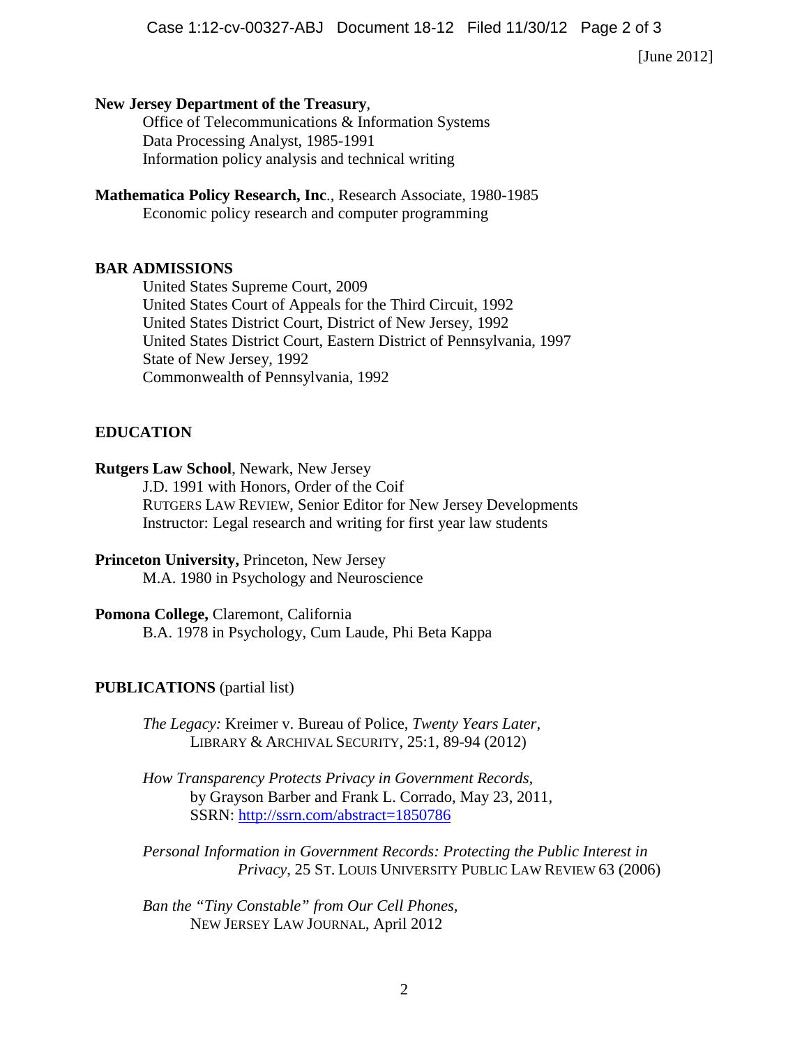[June 2012]

**New Jersey Department of the Treasury**,
Office of Telecommunications & Information Systems
Data Processing Analyst, 1985-1991
Information policy analysis and technical writing

**Mathematica Policy Research, Inc**., Research Associate, 1980-1985
Economic policy research and computer programming

## BAR ADMISSIONS

United States Supreme Court, 2009
United States Court of Appeals for the Third Circuit, 1992
United States District Court, District of New Jersey, 1992
United States District Court, Eastern District of Pennsylvania, 1997
State of New Jersey, 1992
Commonwealth of Pennsylvania, 1992

## EDUCATION

**Rutgers Law School**, Newark, New Jersey
J.D. 1991 with Honors, Order of the Coif
RUTGERS LAW REVIEW, Senior Editor for New Jersey Developments
Instructor: Legal research and writing for first year law students

**Princeton University,** Princeton, New Jersey
M.A. 1980 in Psychology and Neuroscience

**Pomona College,** Claremont, California
B.A. 1978 in Psychology, Cum Laude, Phi Beta Kappa

## PUBLICATIONS (partial list)

*The Legacy:* Kreimer v. Bureau of Police, *Twenty Years Later*, LIBRARY & ARCHIVAL SECURITY, 25:1, 89-94 (2012)

*How Transparency Protects Privacy in Government Records,* by Grayson Barber and Frank L. Corrado, May 23, 2011, SSRN: http://ssrn.com/abstract=1850786

*Personal Information in Government Records: Protecting the Public Interest in Privacy*, 25 ST. LOUIS UNIVERSITY PUBLIC LAW REVIEW 63 (2006)

*Ban the "Tiny Constable" from Our Cell Phones,* NEW JERSEY LAW JOURNAL, April 2012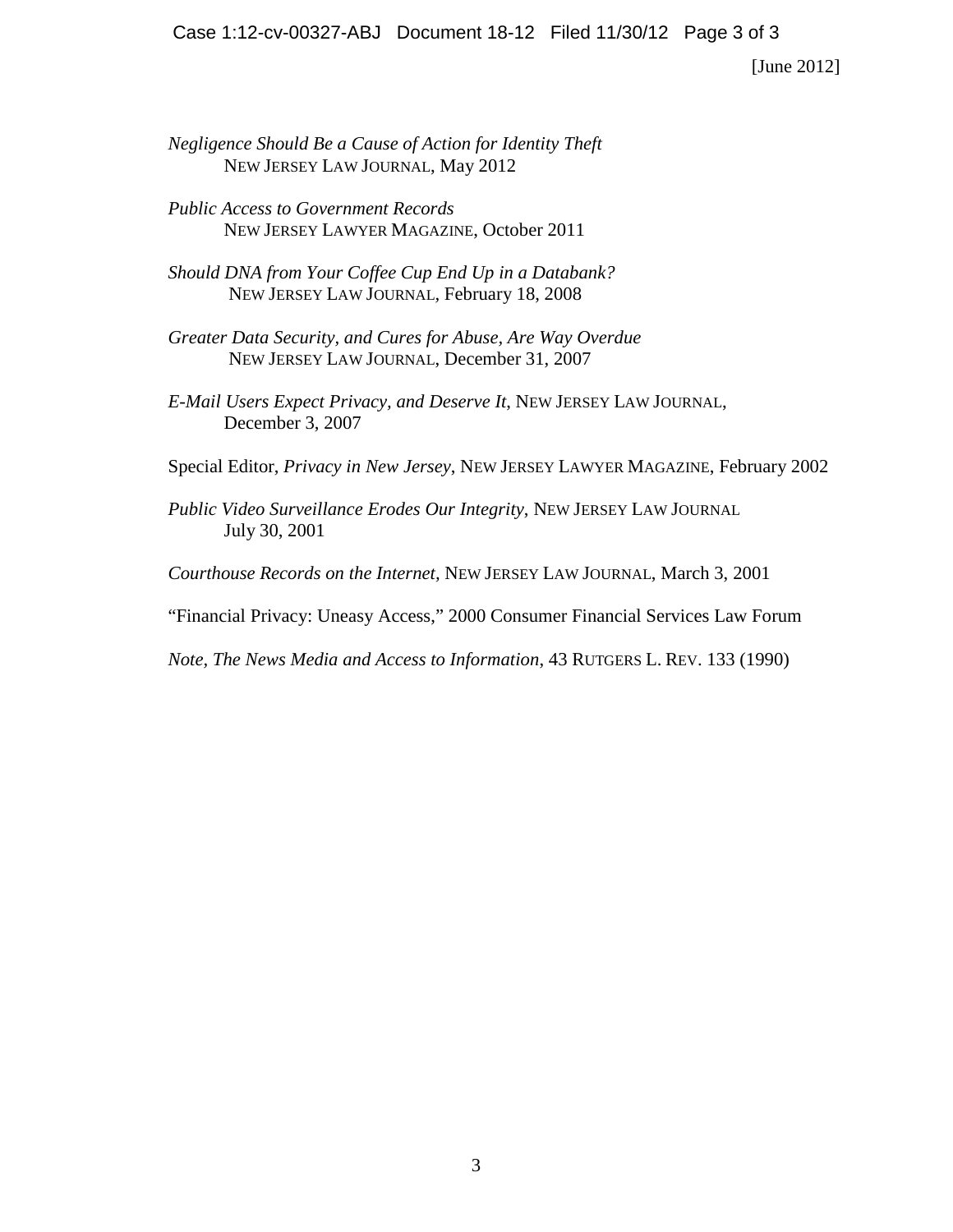[June 2012]

*Negligence Should Be a Cause of Action for Identity Theft*
NEW JERSEY LAW JOURNAL, May 2012

*Public Access to Government Records*
NEW JERSEY LAWYER MAGAZINE, October 2011

*Should DNA from Your Coffee Cup End Up in a Databank?*
NEW JERSEY LAW JOURNAL, February 18, 2008

*Greater Data Security, and Cures for Abuse, Are Way Overdue*
NEW JERSEY LAW JOURNAL, December 31, 2007

*E-Mail Users Expect Privacy, and Deserve It*, NEW JERSEY LAW JOURNAL,
December 3, 2007

Special Editor, *Privacy in New Jersey*, NEW JERSEY LAWYER MAGAZINE, February 2002

*Public Video Surveillance Erodes Our Integrity*, NEW JERSEY LAW JOURNAL
July 30, 2001

*Courthouse Records on the Internet*, NEW JERSEY LAW JOURNAL, March 3, 2001

"Financial Privacy: Uneasy Access," 2000 Consumer Financial Services Law Forum

*Note, The News Media and Access to Information*, 43 RUTGERS L. REV. 133 (1990)